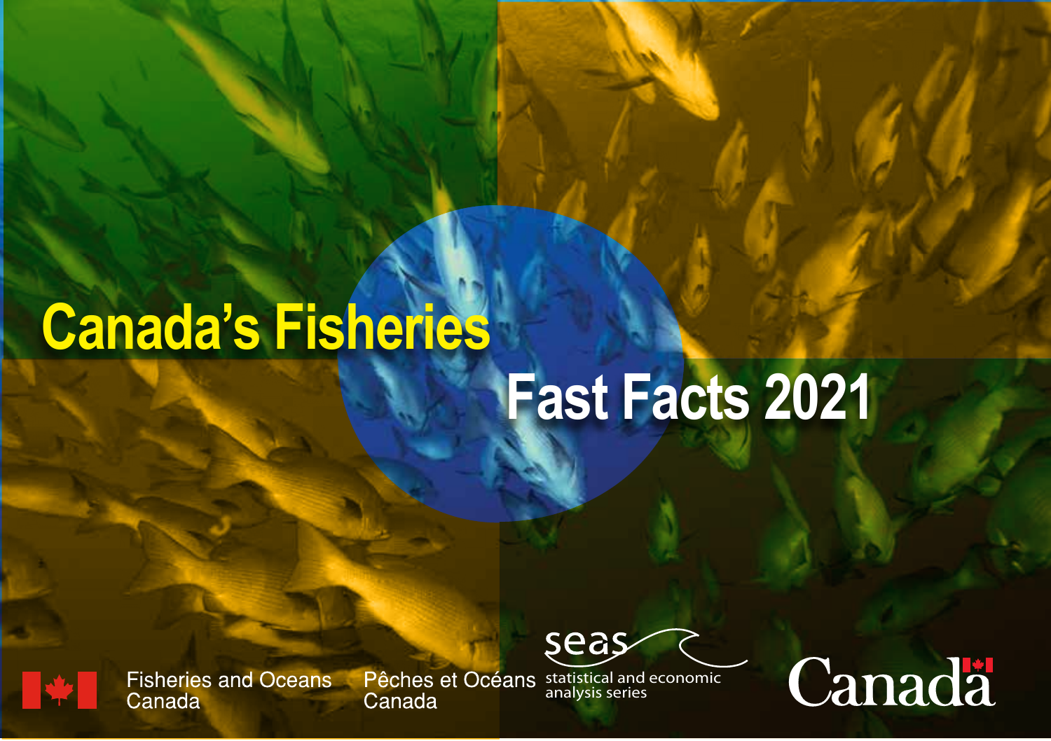# Canada's Fisheries

# Fast Facts 2021

Fisheries and Oceans Canada

Pêches et Océans Canada

seas

statistical and economic analysis series

Canada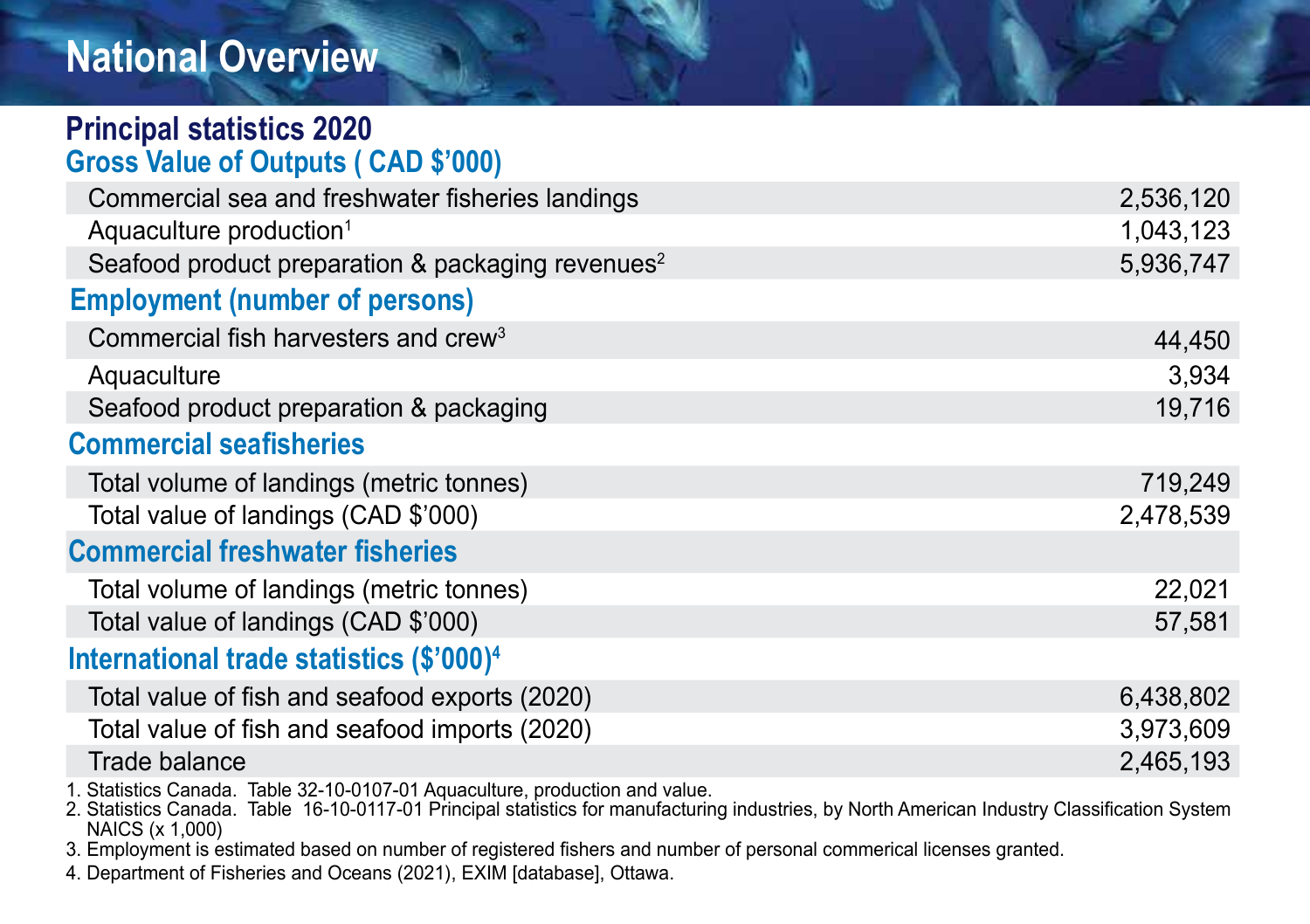# National Overview

## Principal statistics 2020

| Gross Value of Outputs ( CAD $'000) | |
|---|---|
| Commercial sea and freshwater fisheries landings | 2,536,120 |
| Aquaculture production[1] | 1,043,123 |
| Seafood product preparation & packaging revenues[2] | 5,936,747 |
| **Employment (number of persons)** | |
| Commercial fish harvesters and crew[3] | 44,450 |
| Aquaculture | 3,934 |
| Seafood product preparation & packaging | 19,716 |
| **Commercial seafisheries** | |
| Total volume of landings (metric tonnes) | 719,249 |
| Total value of landings (CAD $'000) | 2,478,539 |
| **Commercial freshwater fisheries** | |
| Total volume of landings (metric tonnes) | 22,021 |
| Total value of landings (CAD $'000) | 57,581 |
| **International trade statistics ($'000)[4]** | |
| Total value of fish and seafood exports (2020) | 6,438,802 |
| Total value of fish and seafood imports (2020) | 3,973,609 |
| Trade balance | 2,465,193 |

1. Statistics Canada. Table 32-10-0107-01 Aquaculture, production and value.
2. Statistics Canada. Table 16-10-0117-01 Principal statistics for manufacturing industries, by North American Industry Classification System NAICS (x 1,000)
3. Employment is estimated based on number of registered fishers and number of personal commerical licenses granted.
4. Department of Fisheries and Oceans (2021), EXIM [database], Ottawa.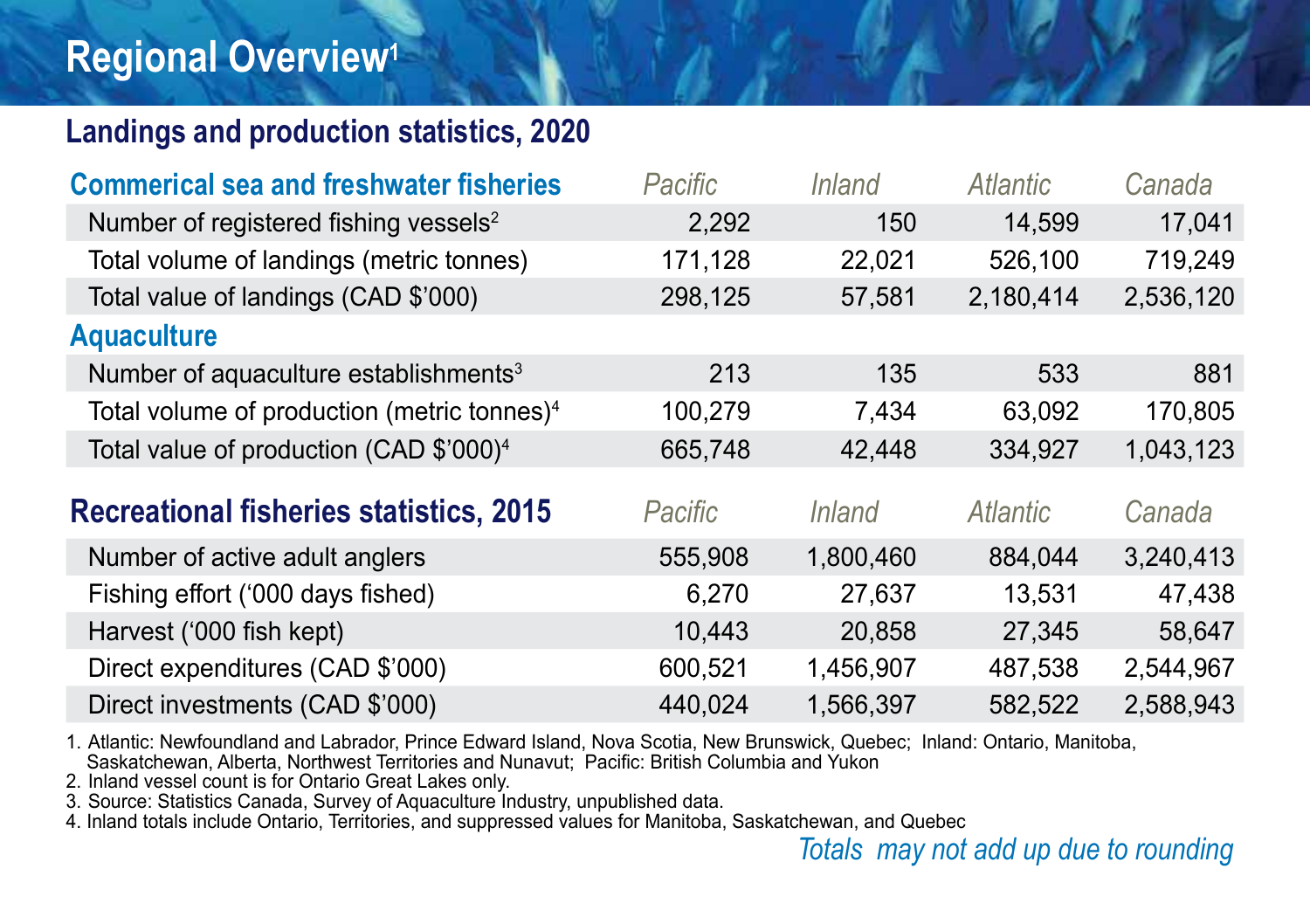# Regional Overview[1]

## Landings and production statistics, 2020

| Commerical sea and freshwater fisheries | *Pacific* | *Inland* | *Atlantic* | *Canada* |
|---|---|---|---|---|
| Number of registered fishing vessels[2] | 2,292 | 150 | 14,599 | 17,041 |
| Total volume of landings (metric tonnes) | 171,128 | 22,021 | 526,100 | 719,249 |
| Total value of landings (CAD $'000) | 298,125 | 57,581 | 2,180,414 | 2,536,120 |
| **Aquaculture** | | | | |
| Number of aquaculture establishments[3] | 213 | 135 | 533 | 881 |
| Total volume of production (metric tonnes)[4] | 100,279 | 7,434 | 63,092 | 170,805 |
| Total value of production (CAD $'000)[4] | 665,748 | 42,448 | 334,927 | 1,043,123 |

## Recreational fisheries statistics, 2015

| Recreational fisheries statistics, 2015 | *Pacific* | *Inland* | *Atlantic* | *Canada* |
|---|---|---|---|---|
| Number of active adult anglers | 555,908 | 1,800,460 | 884,044 | 3,240,413 |
| Fishing effort ('000 days fished) | 6,270 | 27,637 | 13,531 | 47,438 |
| Harvest ('000 fish kept) | 10,443 | 20,858 | 27,345 | 58,647 |
| Direct expenditures (CAD $'000) | 600,521 | 1,456,907 | 487,538 | 2,544,967 |
| Direct investments (CAD $'000) | 440,024 | 1,566,397 | 582,522 | 2,588,943 |

1. Atlantic: Newfoundland and Labrador, Prince Edward Island, Nova Scotia, New Brunswick, Quebec; Inland: Ontario, Manitoba, Saskatchewan, Alberta, Northwest Territories and Nunavut; Pacific: British Columbia and Yukon
2. Inland vessel count is for Ontario Great Lakes only.
3. Source: Statistics Canada, Survey of Aquaculture Industry, unpublished data.
4. Inland totals include Ontario, Territories, and suppressed values for Manitoba, Saskatchewan, and Quebec

*Totals may not add up due to rounding*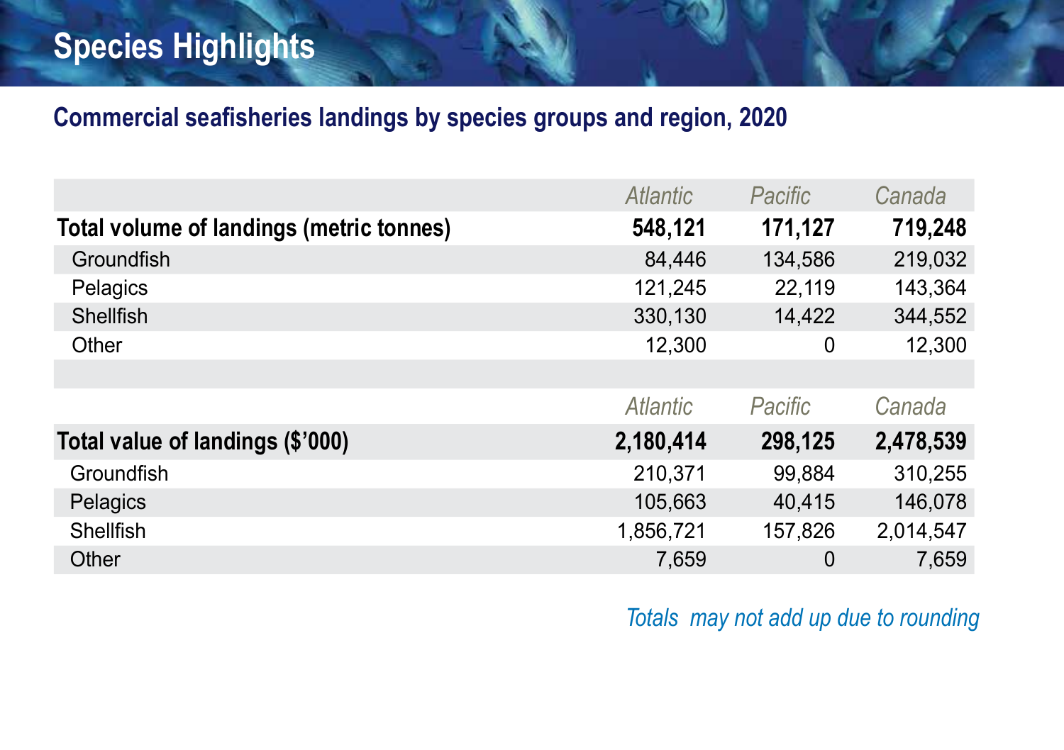# Species Highlights

## Commercial seafisheries landings by species groups and region, 2020

| | *Atlantic* | *Pacific* | *Canada* |
|---|---|---|---|
| **Total volume of landings (metric tonnes)** | **548,121** | **171,127** | **719,248** |
| Groundfish | 84,446 | 134,586 | 219,032 |
| Pelagics | 121,245 | 22,119 | 143,364 |
| Shellfish | 330,130 | 14,422 | 344,552 |
| Other | 12,300 | 0 | 12,300 |
| | | | |
| | *Atlantic* | *Pacific* | *Canada* |
| **Total value of landings ($'000)** | **2,180,414** | **298,125** | **2,478,539** |
| Groundfish | 210,371 | 99,884 | 310,255 |
| Pelagics | 105,663 | 40,415 | 146,078 |
| Shellfish | 1,856,721 | 157,826 | 2,014,547 |
| Other | 7,659 | 0 | 7,659 |

*Totals may not add up due to rounding*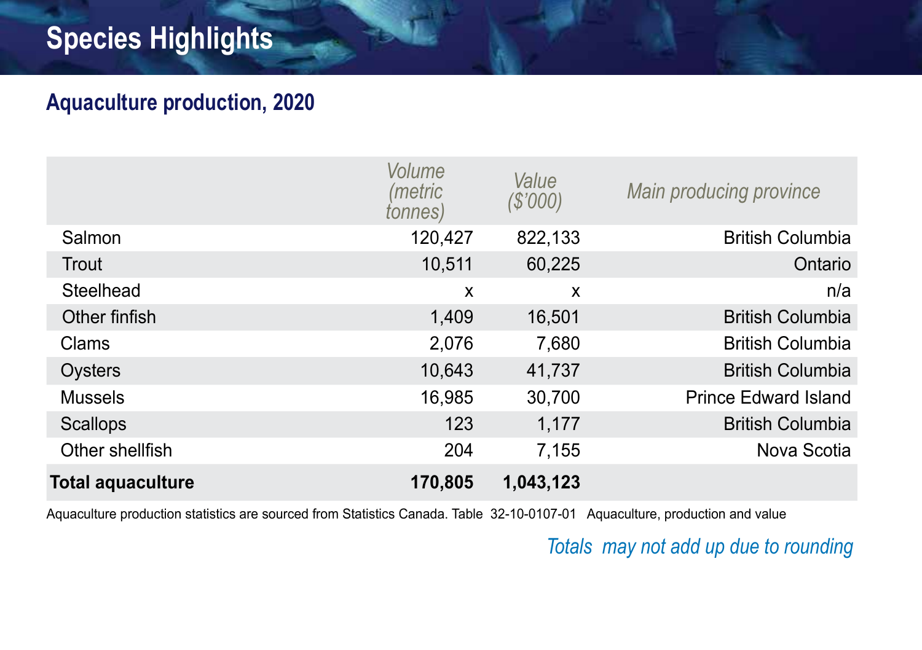# Species Highlights

## Aquaculture production, 2020

| | *Volume (metric tonnes)* | *Value ($'000)* | *Main producing province* |
|---|---|---|---|
| Salmon | 120,427 | 822,133 | British Columbia |
| Trout | 10,511 | 60,225 | Ontario |
| Steelhead | x | x | n/a |
| Other finfish | 1,409 | 16,501 | British Columbia |
| Clams | 2,076 | 7,680 | British Columbia |
| Oysters | 10,643 | 41,737 | British Columbia |
| Mussels | 16,985 | 30,700 | Prince Edward Island |
| Scallops | 123 | 1,177 | British Columbia |
| Other shellfish | 204 | 7,155 | Nova Scotia |
| **Total aquaculture** | **170,805** | **1,043,123** | |

Aquaculture production statistics are sourced from Statistics Canada. Table 32-10-0107-01 Aquaculture, production and value

*Totals may not add up due to rounding*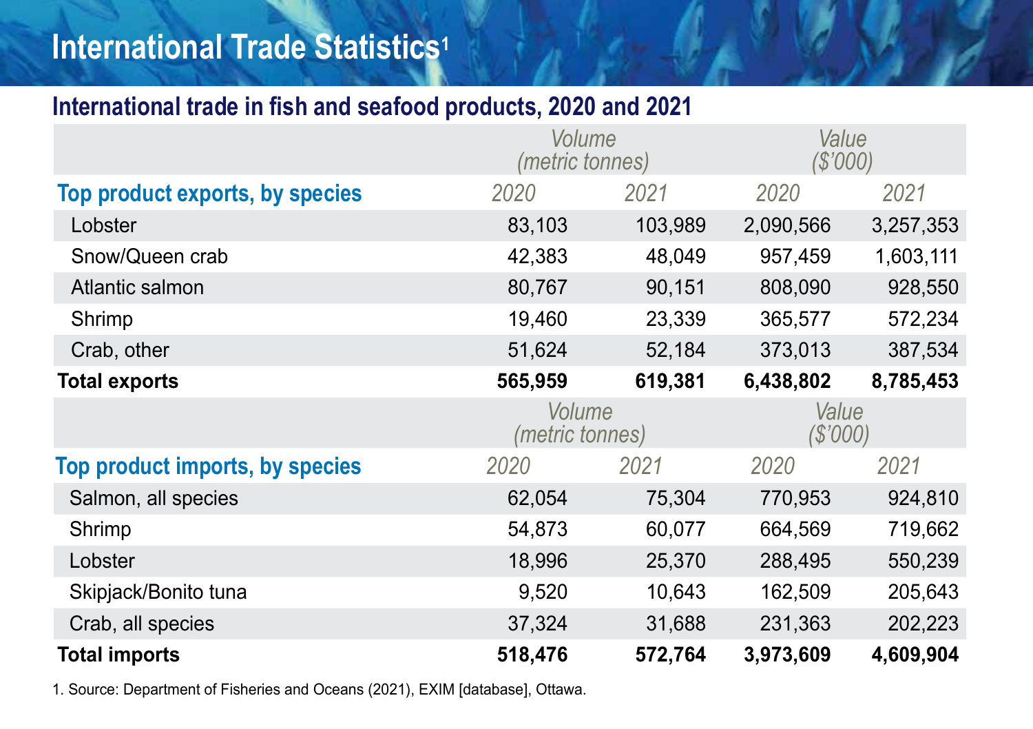# International Trade Statistics[1]

## International trade in fish and seafood products, 2020 and 2021

| | *Volume (metric tonnes)* | | *Value ($'000)* | |
|---|---|---|---|---|
| **Top product exports, by species** | *2020* | *2021* | *2020* | *2021* |
| Lobster | 83,103 | 103,989 | 2,090,566 | 3,257,353 |
| Snow/Queen crab | 42,383 | 48,049 | 957,459 | 1,603,111 |
| Atlantic salmon | 80,767 | 90,151 | 808,090 | 928,550 |
| Shrimp | 19,460 | 23,339 | 365,577 | 572,234 |
| Crab, other | 51,624 | 52,184 | 373,013 | 387,534 |
| **Total exports** | **565,959** | **619,381** | **6,438,802** | **8,785,453** |
| | *Volume (metric tonnes)* | | *Value ($'000)* | |
| **Top product imports, by species** | *2020* | *2021* | *2020* | *2021* |
| Salmon, all species | 62,054 | 75,304 | 770,953 | 924,810 |
| Shrimp | 54,873 | 60,077 | 664,569 | 719,662 |
| Lobster | 18,996 | 25,370 | 288,495 | 550,239 |
| Skipjack/Bonito tuna | 9,520 | 10,643 | 162,509 | 205,643 |
| Crab, all species | 37,324 | 31,688 | 231,363 | 202,223 |
| **Total imports** | **518,476** | **572,764** | **3,973,609** | **4,609,904** |

1. Source: Department of Fisheries and Oceans (2021), EXIM [database], Ottawa.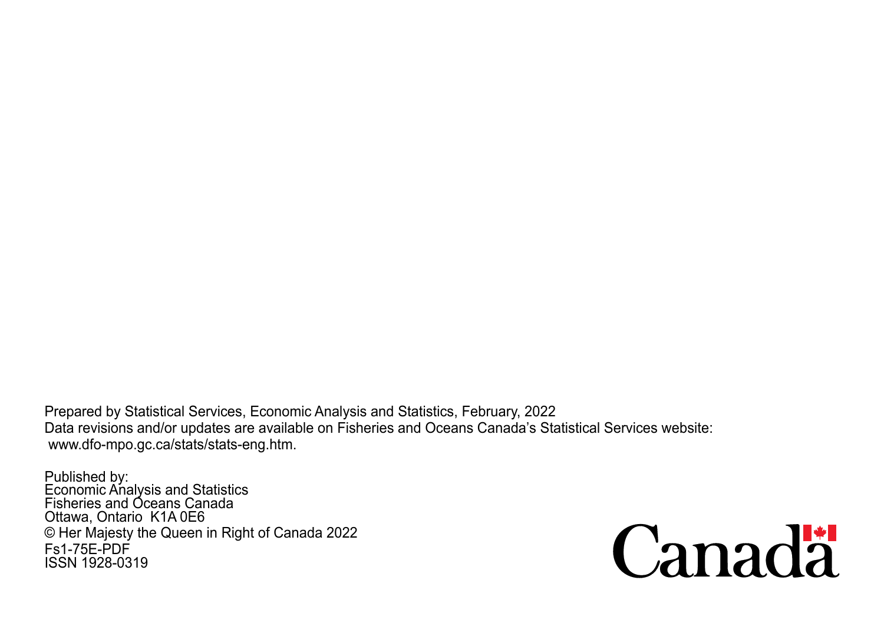Prepared by Statistical Services, Economic Analysis and Statistics, February, 2022
Data revisions and/or updates are available on Fisheries and Oceans Canada's Statistical Services website:
www.dfo-mpo.gc.ca/stats/stats-eng.htm.

Published by:
Economic Analysis and Statistics
Fisheries and Oceans Canada
Ottawa, Ontario K1A 0E6
© Her Majesty the Queen in Right of Canada 2022
Fs1-75E-PDF
ISSN 1928-0319

Canada